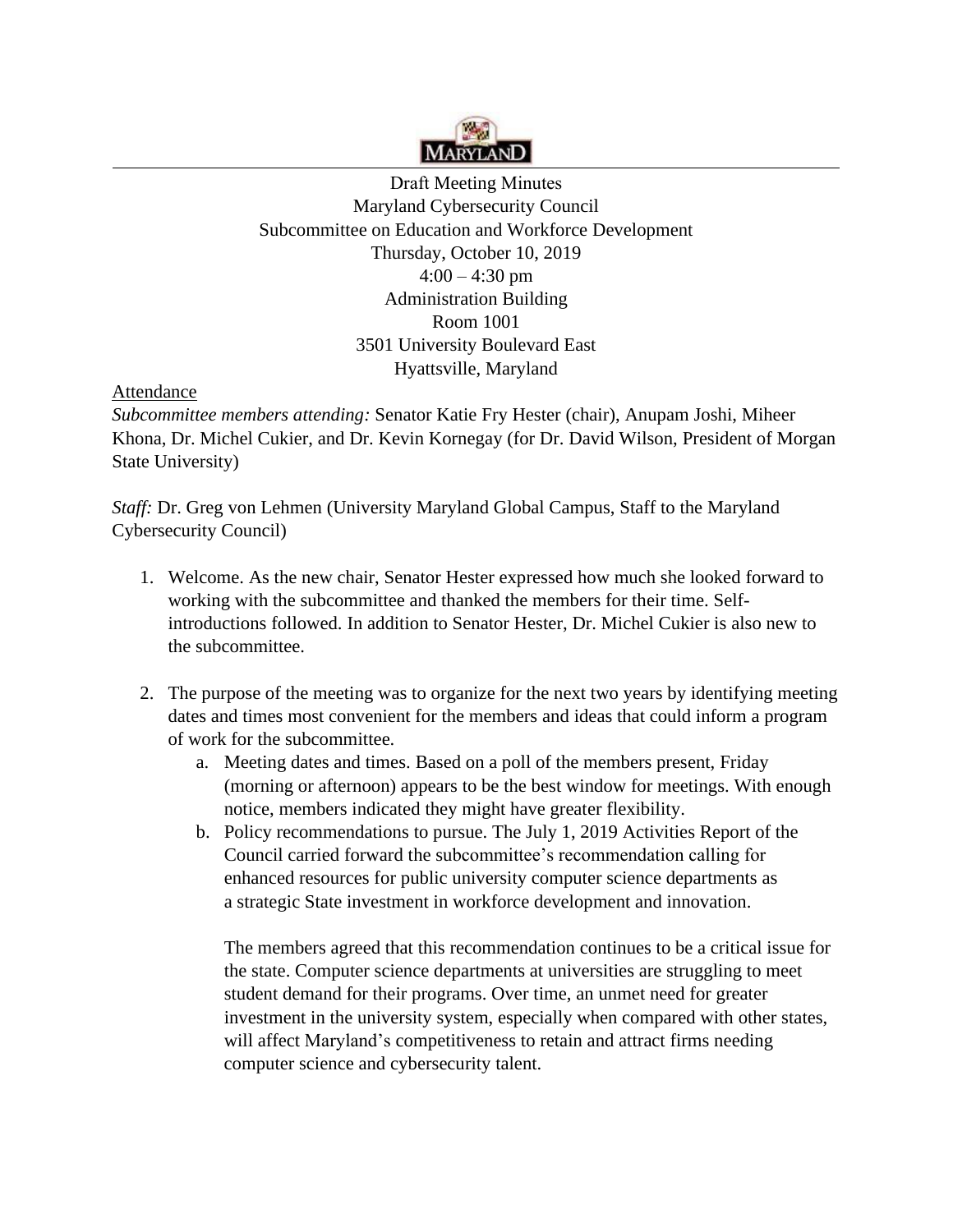Draft Meeting Minutes
Maryland Cybersecurity Council
Subcommittee on Education and Workforce Development
Thursday, October 10, 2019
4:00 – 4:30 pm
Administration Building
Room 1001
3501 University Boulevard East
Hyattsville, Maryland

Attendance

*Subcommittee members attending:* Senator Katie Fry Hester (chair), Anupam Joshi, Miheer Khona, Dr. Michel Cukier, and Dr. Kevin Kornegay (for Dr. David Wilson, President of Morgan State University)

*Staff:* Dr. Greg von Lehmen (University Maryland Global Campus, Staff to the Maryland Cybersecurity Council)

1. Welcome. As the new chair, Senator Hester expressed how much she looked forward to working with the subcommittee and thanked the members for their time. Self-introductions followed. In addition to Senator Hester, Dr. Michel Cukier is also new to the subcommittee.

2. The purpose of the meeting was to organize for the next two years by identifying meeting dates and times most convenient for the members and ideas that could inform a program of work for the subcommittee.
   a. Meeting dates and times. Based on a poll of the members present, Friday (morning or afternoon) appears to be the best window for meetings. With enough notice, members indicated they might have greater flexibility.
   b. Policy recommendations to pursue. The July 1, 2019 Activities Report of the Council carried forward the subcommittee's recommendation calling for enhanced resources for public university computer science departments as a strategic State investment in workforce development and innovation.

      The members agreed that this recommendation continues to be a critical issue for the state. Computer science departments at universities are struggling to meet student demand for their programs. Over time, an unmet need for greater investment in the university system, especially when compared with other states, will affect Maryland's competitiveness to retain and attract firms needing computer science and cybersecurity talent.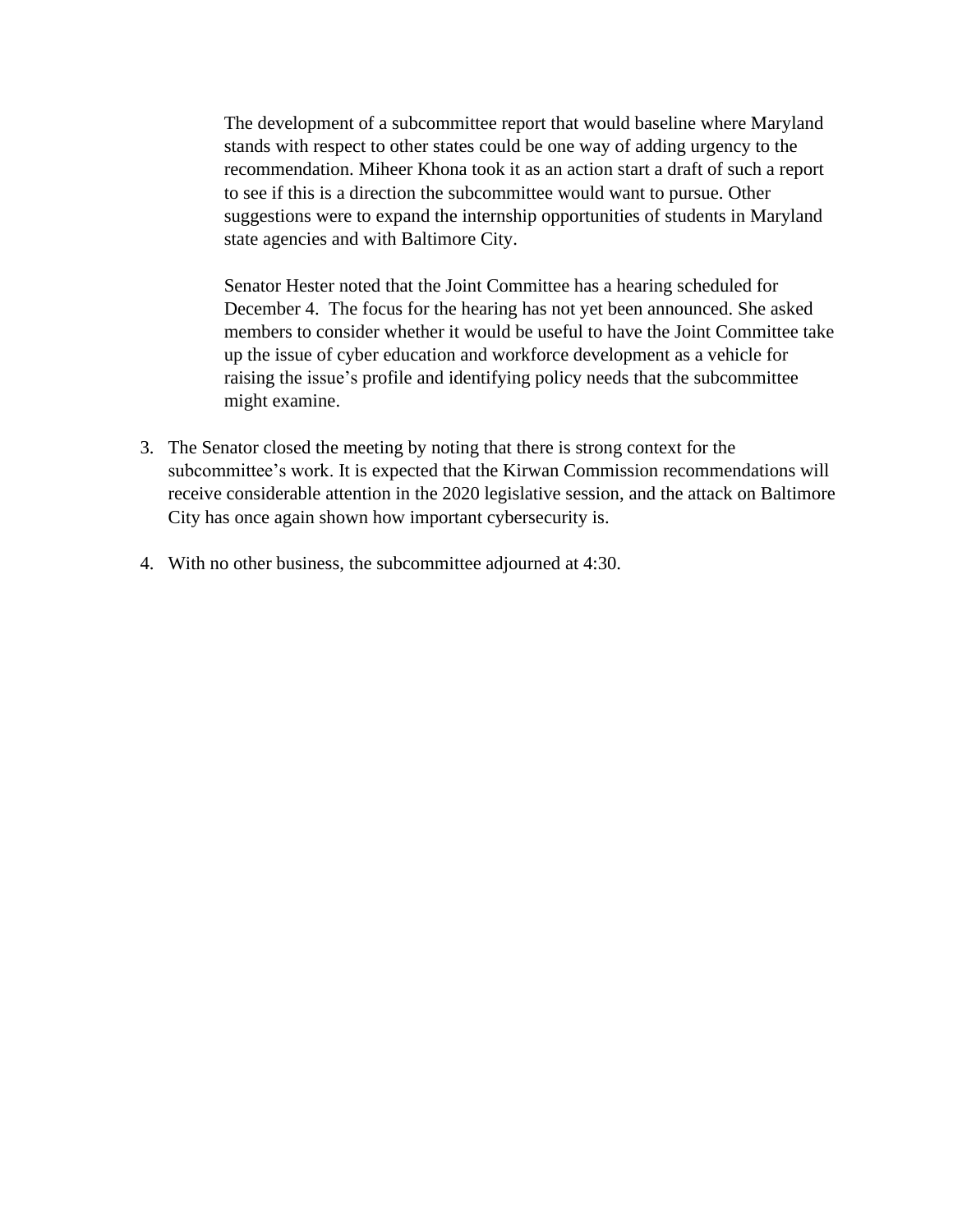The development of a subcommittee report that would baseline where Maryland stands with respect to other states could be one way of adding urgency to the recommendation. Miheer Khona took it as an action start a draft of such a report to see if this is a direction the subcommittee would want to pursue. Other suggestions were to expand the internship opportunities of students in Maryland state agencies and with Baltimore City.

Senator Hester noted that the Joint Committee has a hearing scheduled for December 4. The focus for the hearing has not yet been announced. She asked members to consider whether it would be useful to have the Joint Committee take up the issue of cyber education and workforce development as a vehicle for raising the issue's profile and identifying policy needs that the subcommittee might examine.

3. The Senator closed the meeting by noting that there is strong context for the subcommittee's work. It is expected that the Kirwan Commission recommendations will receive considerable attention in the 2020 legislative session, and the attack on Baltimore City has once again shown how important cybersecurity is.

4. With no other business, the subcommittee adjourned at 4:30.